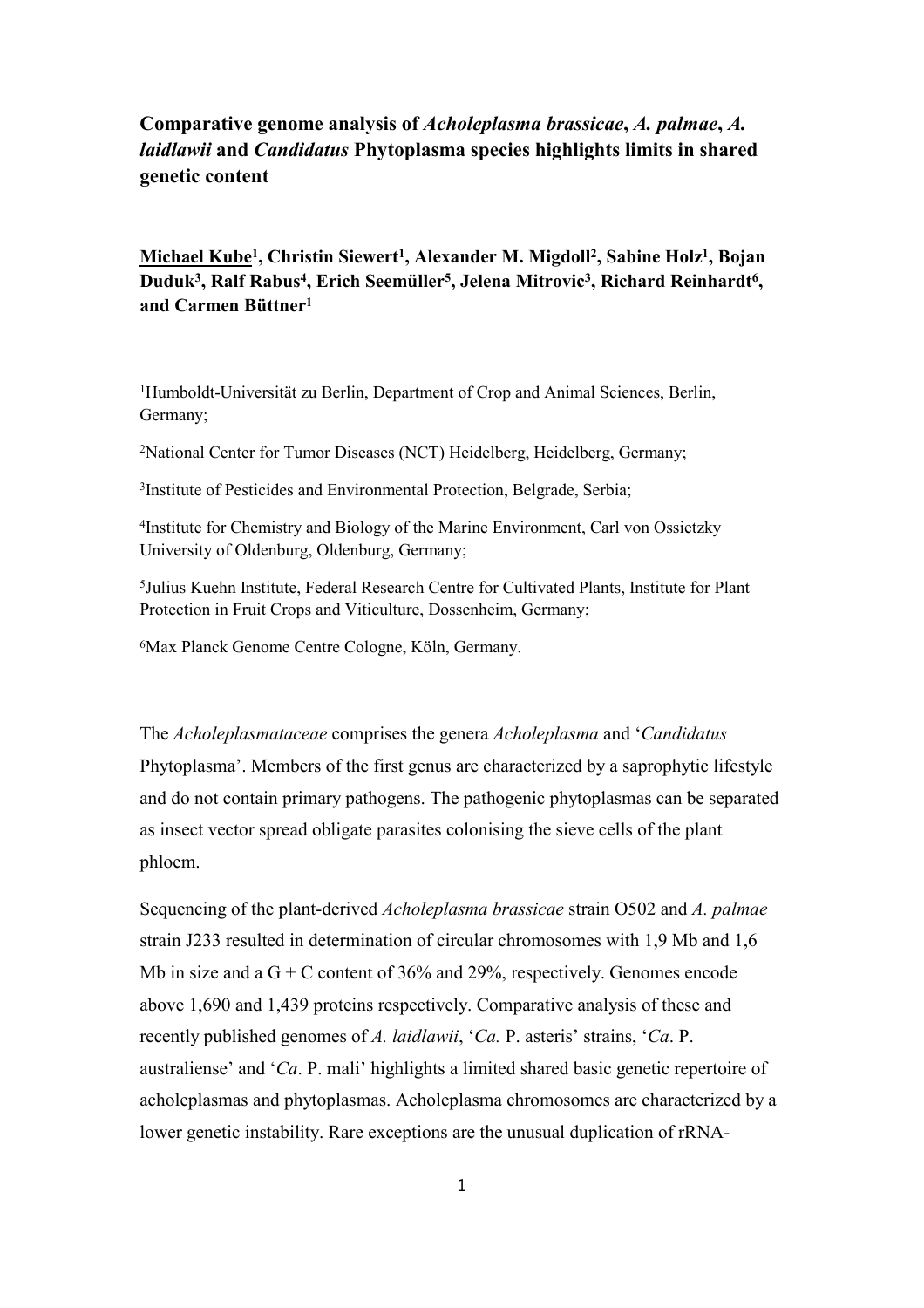# Comparative genome analysis of *Acholeplasma brassicae*, *A. palmae*, *A. laidlawii* and *Candidatus* Phytoplasma species highlights limits in shared genetic content

**<u>Michael Kube</u>[1], Christin Siewert[1], Alexander M. Migdoll[2], Sabine Holz[1], Bojan Duduk[3], Ralf Rabus[4], Erich Seemüller[5], Jelena Mitrovic[3], Richard Reinhardt[6], and Carmen Büttner[1]**

[1]Humboldt-Universität zu Berlin, Department of Crop and Animal Sciences, Berlin, Germany;

[2]National Center for Tumor Diseases (NCT) Heidelberg, Heidelberg, Germany;

[3]Institute of Pesticides and Environmental Protection, Belgrade, Serbia;

[4]Institute for Chemistry and Biology of the Marine Environment, Carl von Ossietzky University of Oldenburg, Oldenburg, Germany;

[5]Julius Kuehn Institute, Federal Research Centre for Cultivated Plants, Institute for Plant Protection in Fruit Crops and Viticulture, Dossenheim, Germany;

[6]Max Planck Genome Centre Cologne, Köln, Germany.

The *Acholeplasmataceae* comprises the genera *Acholeplasma* and '*Candidatus* Phytoplasma'. Members of the first genus are characterized by a saprophytic lifestyle and do not contain primary pathogens. The pathogenic phytoplasmas can be separated as insect vector spread obligate parasites colonising the sieve cells of the plant phloem.

Sequencing of the plant-derived *Acholeplasma brassicae* strain O502 and *A. palmae* strain J233 resulted in determination of circular chromosomes with 1,9 Mb and 1,6 Mb in size and a G + C content of 36% and 29%, respectively. Genomes encode above 1,690 and 1,439 proteins respectively. Comparative analysis of these and recently published genomes of *A. laidlawii*, '*Ca.* P. asteris' strains, '*Ca*. P. australiense' and '*Ca*. P. mali' highlights a limited shared basic genetic repertoire of acholeplasmas and phytoplasmas. Acholeplasma chromosomes are characterized by a lower genetic instability. Rare exceptions are the unusual duplication of rRNA-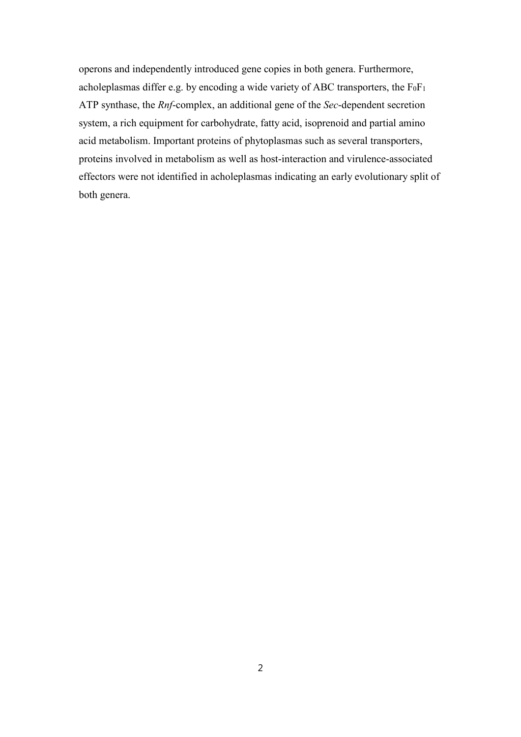operons and independently introduced gene copies in both genera. Furthermore, acholeplasmas differ e.g. by encoding a wide variety of ABC transporters, the $F_0F_1$ ATP synthase, the *Rnf*-complex, an additional gene of the *Sec*-dependent secretion system, a rich equipment for carbohydrate, fatty acid, isoprenoid and partial amino acid metabolism. Important proteins of phytoplasmas such as several transporters, proteins involved in metabolism as well as host-interaction and virulence-associated effectors were not identified in acholeplasmas indicating an early evolutionary split of both genera.